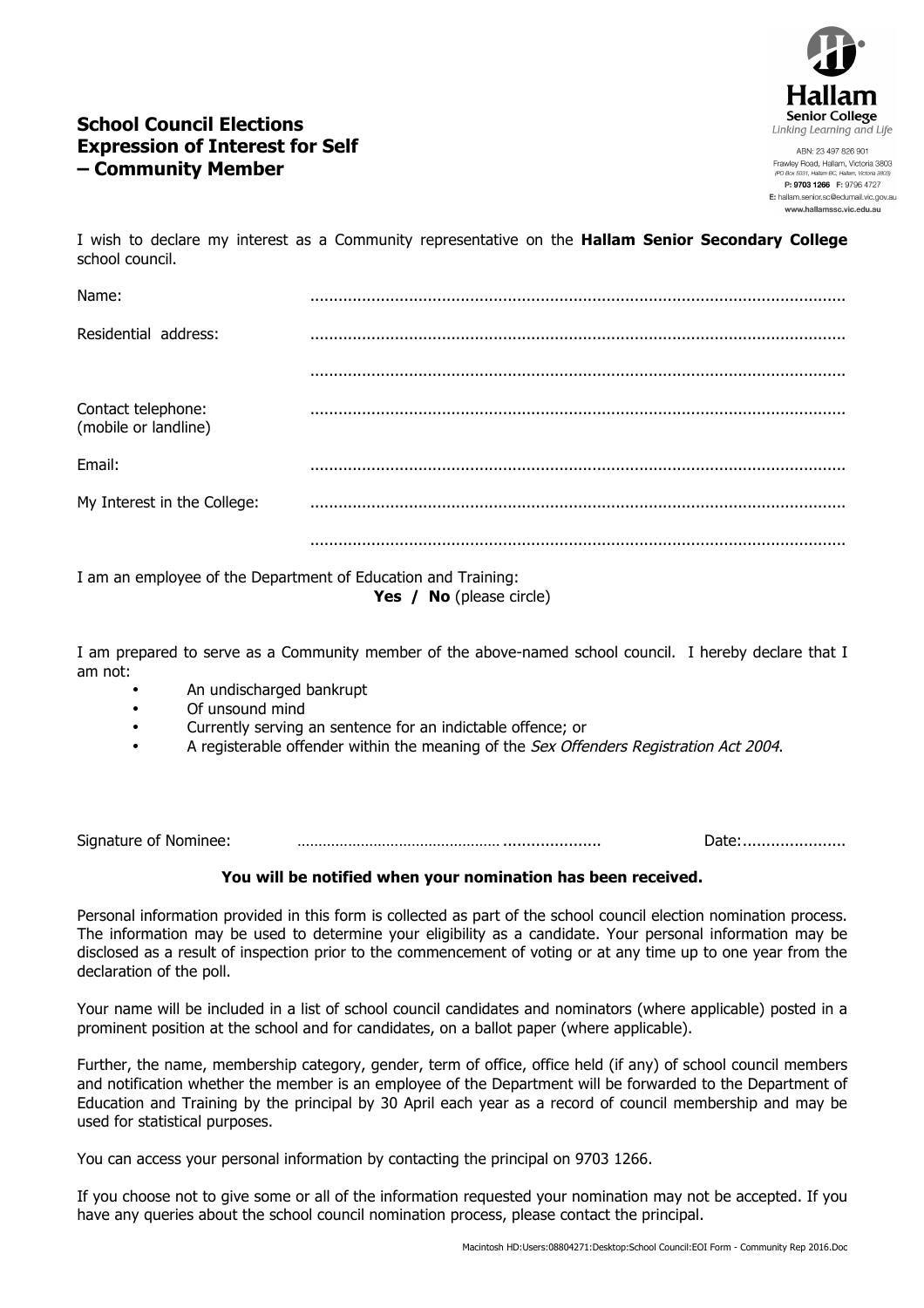# School Council Elections
# Expression of Interest for Self – Community Member

**Hallam**
**Senior College**
*Linking Learning and Life*

ABN: 23 497 826 901
Frawley Road, Hallam, Victoria 3803
(PO Box 5031, Hallam BC, Hallam, Victoria 3803)
**P: 9703 1266** F: 9796 4727
E: hallam.senior.sc@edumail.vic.gov.au
**www.hallamssc.vic.edu.au**

I wish to declare my interest as a Community representative on the **Hallam Senior Secondary College** school council.

Name: ...............................................................................................................

Residential address: ...............................................................................................................

...............................................................................................................

Contact telephone: (mobile or landline) ...............................................................................................................

Email: ...............................................................................................................

My Interest in the College: ...............................................................................................................

...............................................................................................................

I am an employee of the Department of Education and Training:
**Yes / No** (please circle)

I am prepared to serve as a Community member of the above-named school council. I hereby declare that I am not:

- An undischarged bankrupt
- Of unsound mind
- Currently serving an sentence for an indictable offence; or
- A registerable offender within the meaning of the *Sex Offenders Registration Act 2004*.

Signature of Nominee: ............................................................ Date:......................

**You will be notified when your nomination has been received.**

Personal information provided in this form is collected as part of the school council election nomination process. The information may be used to determine your eligibility as a candidate. Your personal information may be disclosed as a result of inspection prior to the commencement of voting or at any time up to one year from the declaration of the poll.

Your name will be included in a list of school council candidates and nominators (where applicable) posted in a prominent position at the school and for candidates, on a ballot paper (where applicable).

Further, the name, membership category, gender, term of office, office held (if any) of school council members and notification whether the member is an employee of the Department will be forwarded to the Department of Education and Training by the principal by 30 April each year as a record of council membership and may be used for statistical purposes.

You can access your personal information by contacting the principal on 9703 1266.

If you choose not to give some or all of the information requested your nomination may not be accepted. If you have any queries about the school council nomination process, please contact the principal.

Macintosh HD:Users:08804271:Desktop:School Council:EOI Form - Community Rep 2016.Doc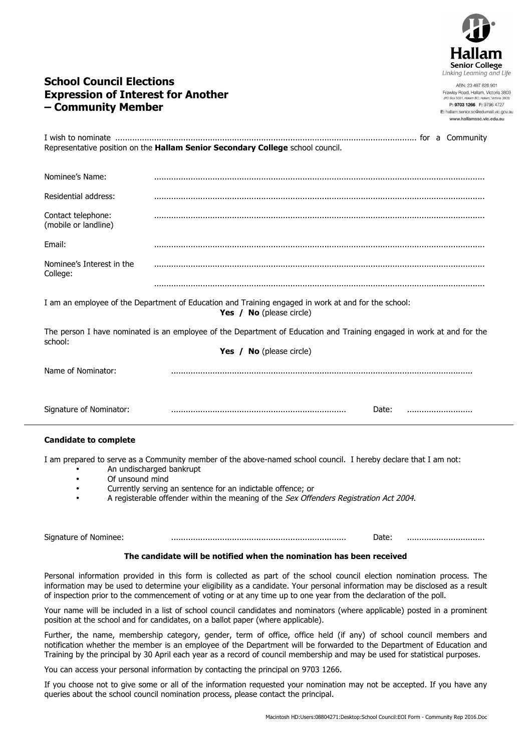Hallam Senior College
Linking Learning and Life

ABN: 23 497 826 901
Frawley Road, Hallam, Victoria 3803
(PO Box 9331, Hallam BC, Hallam, Victoria 3803)
P: 9703 1266 F: 9796 4727
E: hallam.senior.sc@edumail.vic.gov.au
www.hallamssc.vic.edu.au

# School Council Elections Expression of Interest for Another – Community Member

I wish to nominate ........................................................................................................................... for a Community Representative position on the **Hallam Senior Secondary College** school council.

Nominee's Name: .....................................................................................................................................

Residential address: .....................................................................................................................................

Contact telephone: (mobile or landline) .....................................................................................................................................

Email: .....................................................................................................................................

Nominee's Interest in the College: .....................................................................................................................................

.....................................................................................................................................

I am an employee of the Department of Education and Training engaged in work at and for the school:
**Yes / No** (please circle)

The person I have nominated is an employee of the Department of Education and Training engaged in work at and for the school:
**Yes / No** (please circle)

Name of Nominator: ..........................................................................................................................

Signature of Nominator: ....................................................................... Date: ...........................

---

**Candidate to complete**

I am prepared to serve as a Community member of the above-named school council. I hereby declare that I am not:

- An undischarged bankrupt
- Of unsound mind
- Currently serving an sentence for an indictable offence; or
- A registerable offender within the meaning of the *Sex Offenders Registration Act 2004*.

Signature of Nominee: ....................................................................... Date: ................................

**The candidate will be notified when the nomination has been received**

Personal information provided in this form is collected as part of the school council election nomination process. The information may be used to determine your eligibility as a candidate. Your personal information may be disclosed as a result of inspection prior to the commencement of voting or at any time up to one year from the declaration of the poll.

Your name will be included in a list of school council candidates and nominators (where applicable) posted in a prominent position at the school and for candidates, on a ballot paper (where applicable).

Further, the name, membership category, gender, term of office, office held (if any) of school council members and notification whether the member is an employee of the Department will be forwarded to the Department of Education and Training by the principal by 30 April each year as a record of council membership and may be used for statistical purposes.

You can access your personal information by contacting the principal on 9703 1266.

If you choose not to give some or all of the information requested your nomination may not be accepted. If you have any queries about the school council nomination process, please contact the principal.

Macintosh HD:Users:08804271:Desktop:School Council:EOI Form - Community Rep 2016.Doc